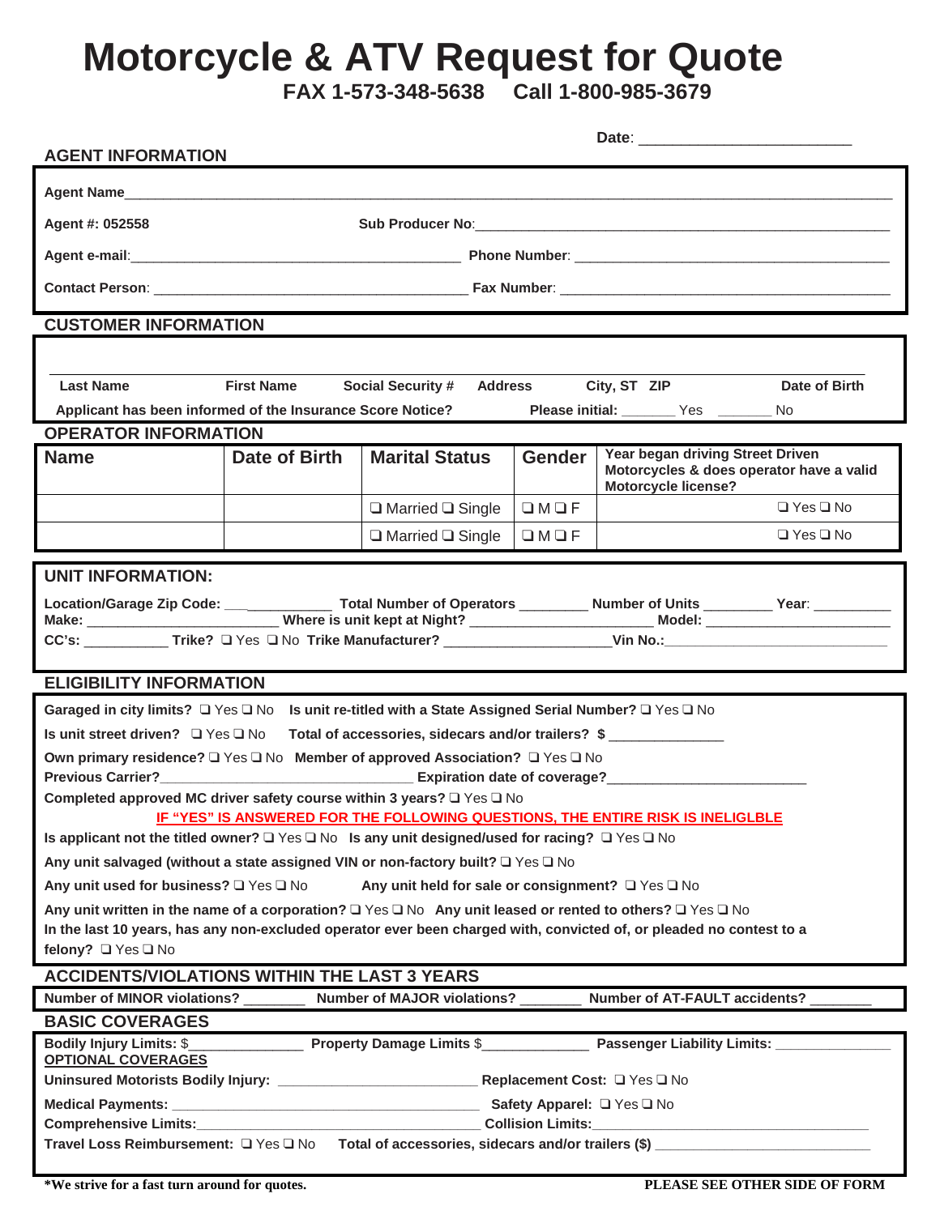# Motorcycle & ATV Request for Quote

**FAX 1-573-348-5638 Call 1-800-985-3679**

**Date**: ________________________

## AGENT INFORMATION

**Agent Name**______________________________________________

**Agent #: 052558** **Sub Producer No**:______________________________

**Agent e-mail**:______________________________ **Phone Number**: ______________________________

**Contact Person**: ______________________________ **Fax Number**: ______________________________

## CUSTOMER INFORMATION

| Last Name | First Name | Social Security # | Address | City, ST ZIP | Date of Birth |
|---|---|---|---|---|---|
| | | | | | |

**Applicant has been informed of the Insurance Score Notice?** **Please initial:** _______ Yes _______ No

## OPERATOR INFORMATION

| Name | Date of Birth | Marital Status | Gender | Year began driving Street Driven Motorcycles & does operator have a valid Motorcycle license? |
|---|---|---|---|---|
| | | ❑ Married ❑ Single | ❑ M ❑ F | ❑ Yes ❑ No |
| | | ❑ Married ❑ Single | ❑ M ❑ F | ❑ Yes ❑ No |

## UNIT INFORMATION:

**Location/Garage Zip Code:** ______________ **Total Number of Operators** _________ **Number of Units** _________ **Year**: __________

**Make:** ______________________ **Where is unit kept at Night?** ______________________ **Model:** ______________________

**CC's:** __________ **Trike?** ❑ Yes ❑ No **Trike Manufacturer?** ____________________ **Vin No.:**____________________________

## ELIGIBILITY INFORMATION

**Garaged in city limits?** ❑ Yes ❑ No **Is unit re-titled with a State Assigned Serial Number?** ❑ Yes ❑ No

**Is unit street driven?** ❑ Yes ❑ No **Total of accessories, sidecars and/or trailers? $** ______________

**Own primary residence?** ❑ Yes ❑ No **Member of approved Association?** ❑ Yes ❑ No

**Previous Carrier?**______________________________ **Expiration date of coverage?**________________________

**Completed approved MC driver safety course within 3 years?** ❑ Yes ❑ No

**IF "YES" IS ANSWERED FOR THE FOLLOWING QUESTIONS, THE ENTIRE RISK IS INELIGLBLE**

**Is applicant not the titled owner?** ❑ Yes ❑ No **Is any unit designed/used for racing?** ❑ Yes ❑ No

**Any unit salvaged (without a state assigned VIN or non-factory built?** ❑ Yes ❑ No

**Any unit used for business?** ❑ Yes ❑ No **Any unit held for sale or consignment?** ❑ Yes ❑ No

**Any unit written in the name of a corporation?** ❑ Yes ❑ No **Any unit leased or rented to others?** ❑ Yes ❑ No

**In the last 10 years, has any non-excluded operator ever been charged with, convicted of, or pleaded no contest to a felony?** ❑ Yes ❑ No

## ACCIDENTS/VIOLATIONS WITHIN THE LAST 3 YEARS

**Number of MINOR violations?** _______ **Number of MAJOR violations?** _______ **Number of AT-FAULT accidents?** _______

## BASIC COVERAGES

**Bodily Injury Limits: $**______________ **Property Damage Limits $**_____________ **Passenger Liability Limits:** ______________

**OPTIONAL COVERAGES**

**Uninsured Motorists Bodily Injury:** ________________________ **Replacement Cost:** ❑ Yes ❑ No

**Medical Payments:** ____________________________________ **Safety Apparel:** ❑ Yes ❑ No

**Comprehensive Limits:**__________________________________ **Collision Limits:**__________________________________

**Travel Loss Reimbursement:** ❑ Yes ❑ No **Total of accessories, sidecars and/or trailers ($)** __________________________

**\*We strive for a fast turn around for quotes.** **PLEASE SEE OTHER SIDE OF FORM**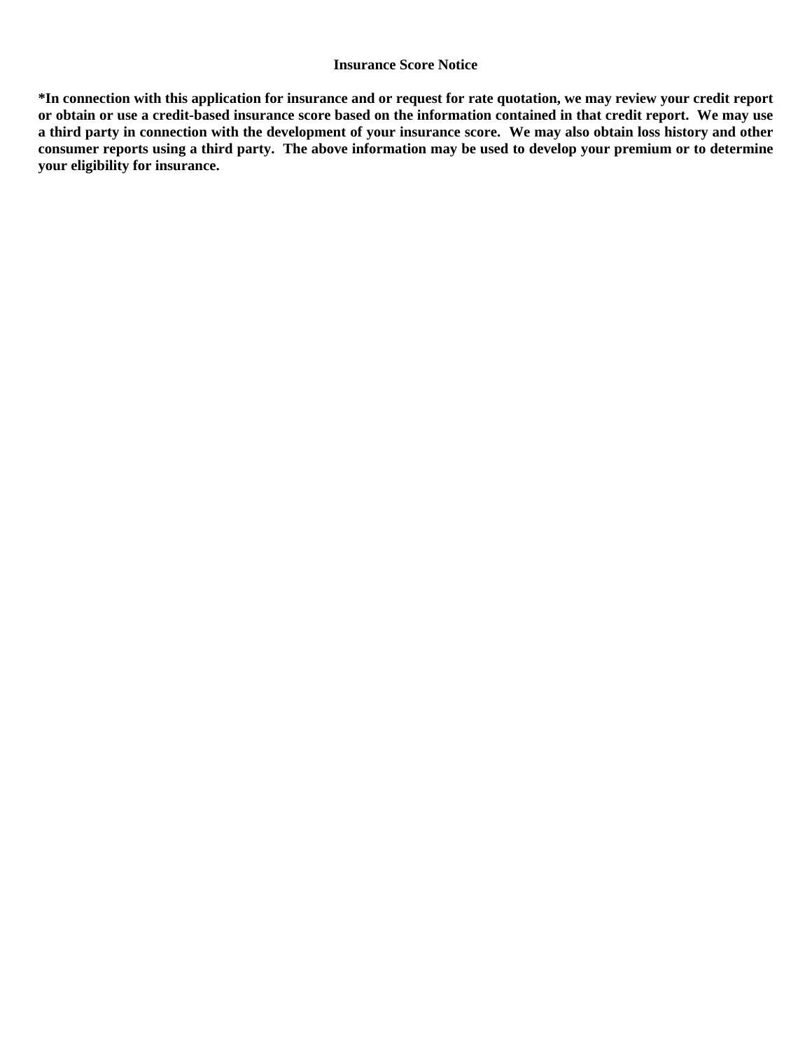**Insurance Score Notice**

**\*In connection with this application for insurance and or request for rate quotation, we may review your credit report or obtain or use a credit-based insurance score based on the information contained in that credit report. We may use a third party in connection with the development of your insurance score. We may also obtain loss history and other consumer reports using a third party. The above information may be used to develop your premium or to determine your eligibility for insurance.**